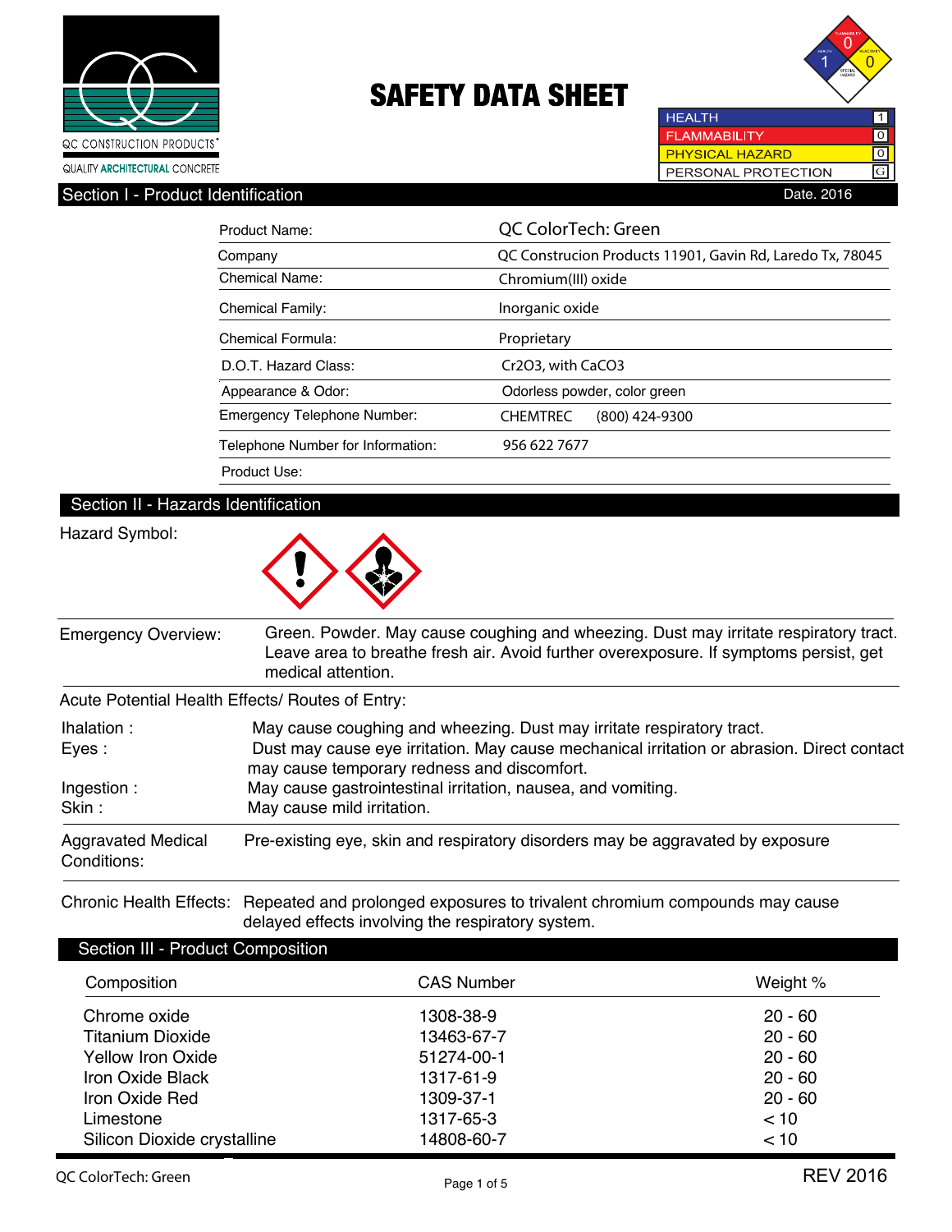QC CONSTRUCTION PRODUCTS
QUALITY ARCHITECTURAL CONCRETE

# SAFETY DATA SHEET

| HEALTH | 1 |
|---|---|
| FLAMMABILITY | 0 |
| PHYSICAL HAZARD | 0 |
| PERSONAL PROTECTION | G |

## Section I - Product Identification

Date. 2016

| | |
|---|---|
| Product Name: | QC ColorTech: Green |
| Company | QC Construcion Products 11901, Gavin Rd, Laredo Tx, 78045 |
| Chemical Name: | Chromium(III) oxide |
| Chemical Family: | Inorganic oxide |
| Chemical Formula: | Proprietary |
| D.O.T. Hazard Class: | $Cr_2O_3$, with $CaCO_3$ |
| Appearance & Odor: | Odorless powder, color green |
| Emergency Telephone Number: | CHEMTREC (800) 424-9300 |
| Telephone Number for Information: | 956 622 7677 |
| Product Use: | |

## Section II - Hazards Identification

Hazard Symbol:

**Emergency Overview:** Green. Powder. May cause coughing and wheezing. Dust may irritate respiratory tract. Leave area to breathe fresh air. Avoid further overexposure. If symptoms persist, get medical attention.

Acute Potential Health Effects/ Routes of Entry:

- **Ihalation :** May cause coughing and wheezing. Dust may irritate respiratory tract.
- **Eyes :** Dust may cause eye irritation. May cause mechanical irritation or abrasion. Direct contact may cause temporary redness and discomfort.
- **Ingestion :** May cause gastrointestinal irritation, nausea, and vomiting.
- **Skin :** May cause mild irritation.

**Aggravated Medical Conditions:** Pre-existing eye, skin and respiratory disorders may be aggravated by exposure

**Chronic Health Effects:** Repeated and prolonged exposures to trivalent chromium compounds may cause delayed effects involving the respiratory system.

## Section III - Product Composition

| Composition | CAS Number | Weight % |
|---|---|---|
| Chrome oxide | 1308-38-9 | 20 - 60 |
| Titanium Dioxide | 13463-67-7 | 20 - 60 |
| Yellow Iron Oxide | 51274-00-1 | 20 - 60 |
| Iron Oxide Black | 1317-61-9 | 20 - 60 |
| Iron Oxide Red | 1309-37-1 | 20 - 60 |
| Limestone | 1317-65-3 | < 10 |
| Silicon Dioxide crystalline | 14808-60-7 | < 10 |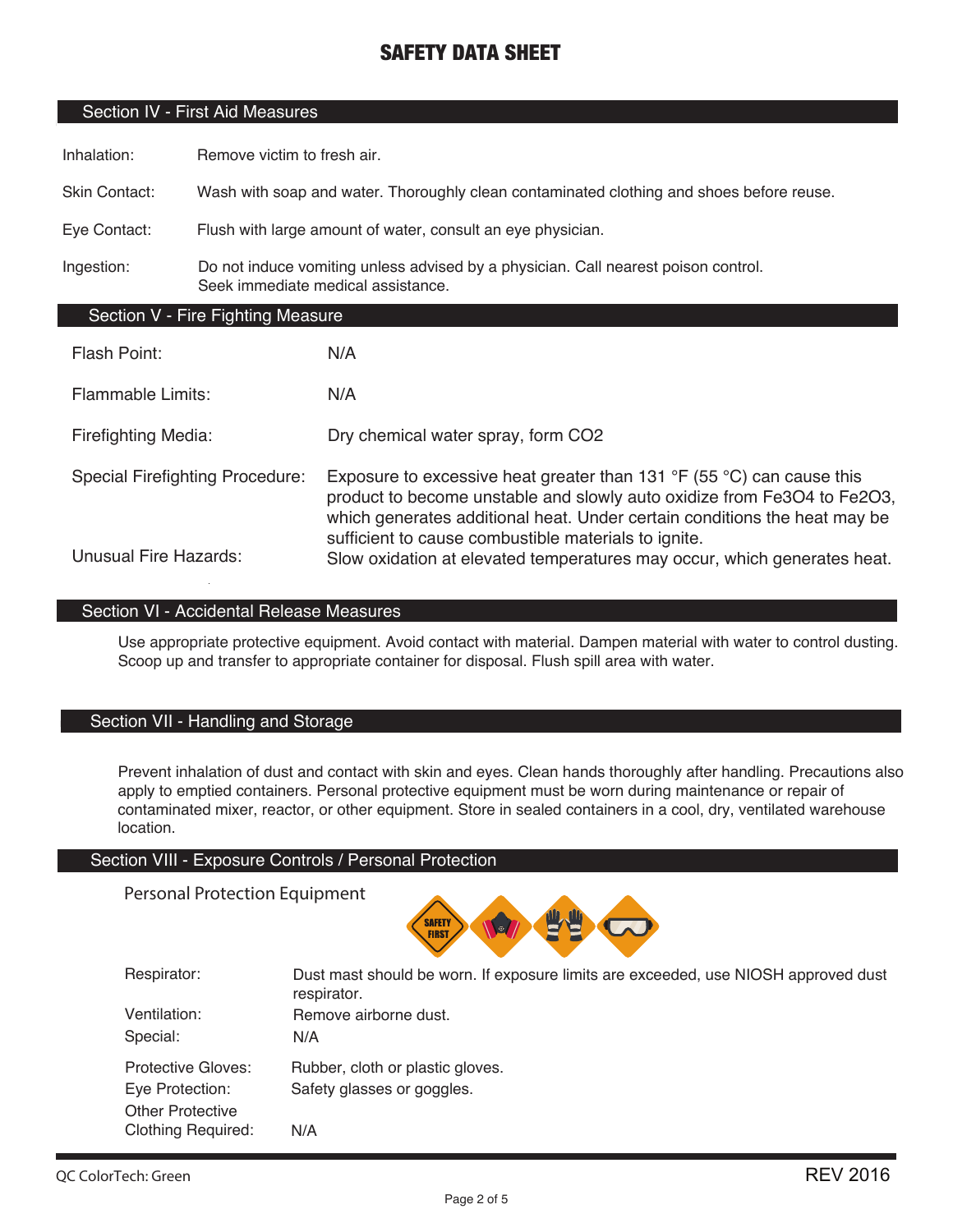# SAFETY DATA SHEET

## Section IV - First Aid Measures

| | |
|---|---|
| Inhalation: | Remove victim to fresh air. |
| Skin Contact: | Wash with soap and water. Thoroughly clean contaminated clothing and shoes before reuse. |
| Eye Contact: | Flush with large amount of water, consult an eye physician. |
| Ingestion: | Do not induce vomiting unless advised by a physician. Call nearest poison control. Seek immediate medical assistance. |

## Section V - Fire Fighting Measure

| | |
|---|---|
| Flash Point: | N/A |
| Flammable Limits: | N/A |
| Firefighting Media: | Dry chemical water spray, form $CO_2$ |
| Special Firefighting Procedure: | Exposure to excessive heat greater than 131 °F (55 °C) can cause this product to become unstable and slowly auto oxidize from $Fe_3O_4$ to $Fe_2O_3$, which generates additional heat. Under certain conditions the heat may be sufficient to cause combustible materials to ignite. |
| Unusual Fire Hazards: | Slow oxidation at elevated temperatures may occur, which generates heat. |

## Section VI - Accidental Release Measures

Use appropriate protective equipment. Avoid contact with material. Dampen material with water to control dusting. Scoop up and transfer to appropriate container for disposal. Flush spill area with water.

## Section VII - Handling and Storage

Prevent inhalation of dust and contact with skin and eyes. Clean hands thoroughly after handling. Precautions also apply to emptied containers. Personal protective equipment must be worn during maintenance or repair of contaminated mixer, reactor, or other equipment. Store in sealed containers in a cool, dry, ventilated warehouse location.

## Section VIII - Exposure Controls / Personal Protection

### Personal Protection Equipment

| | |
|---|---|
| Respirator: | Dust mast should be worn. If exposure limits are exceeded, use NIOSH approved dust respirator. |
| Ventilation: | Remove airborne dust. |
| Special: | N/A |
| Protective Gloves: | Rubber, cloth or plastic gloves. |
| Eye Protection: | Safety glasses or goggles. |
| Other Protective Clothing Required: | N/A |

QC ColorTech: Green

REV 2016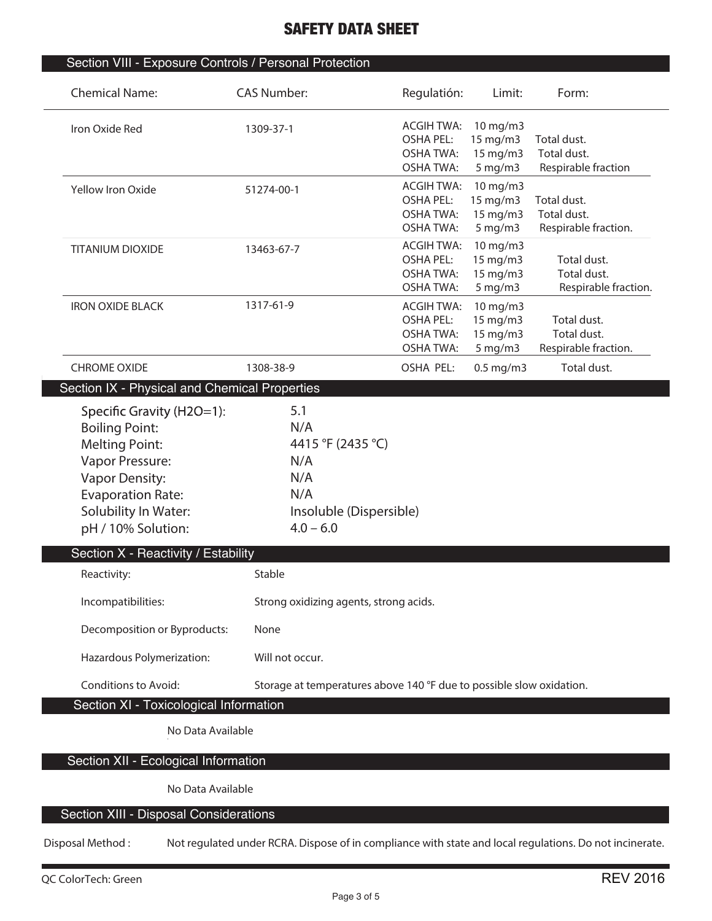# SAFETY DATA SHEET

## Section VIII - Exposure Controls / Personal Protection

| Chemical Name: | CAS Number: | Regulatión: | Limit: | Form: |
|---|---|---|---|---|
| Iron Oxide Red | 1309-37-1 | ACGIH TWA: | 10 mg/m3 | |
| | | OSHA PEL: | 15 mg/m3 | Total dust. |
| | | OSHA TWA: | 15 mg/m3 | Total dust. |
| | | OSHA TWA: | 5 mg/m3 | Respirable fraction |
| Yellow Iron Oxide | 51274-00-1 | ACGIH TWA: | 10 mg/m3 | |
| | | OSHA PEL: | 15 mg/m3 | Total dust. |
| | | OSHA TWA: | 15 mg/m3 | Total dust. |
| | | OSHA TWA: | 5 mg/m3 | Respirable fraction. |
| TITANIUM DIOXIDE | 13463-67-7 | ACGIH TWA: | 10 mg/m3 | |
| | | OSHA PEL: | 15 mg/m3 | Total dust. |
| | | OSHA TWA: | 15 mg/m3 | Total dust. |
| | | OSHA TWA: | 5 mg/m3 | Respirable fraction. |
| IRON OXIDE BLACK | 1317-61-9 | ACGIH TWA: | 10 mg/m3 | |
| | | OSHA PEL: | 15 mg/m3 | Total dust. |
| | | OSHA TWA: | 15 mg/m3 | Total dust. |
| | | OSHA TWA: | 5 mg/m3 | Respirable fraction. |
| CHROME OXIDE | 1308-38-9 | OSHA PEL: | 0.5 mg/m3 | Total dust. |

## Section IX - Physical and Chemical Properties

| | |
|---|---|
| Specific Gravity (H2O=1): | 5.1 |
| Boiling Point: | N/A |
| Melting Point: | 4415 °F (2435 °C) |
| Vapor Pressure: | N/A |
| Vapor Density: | N/A |
| Evaporation Rate: | N/A |
| Solubility In Water: | Insoluble (Dispersible) |
| pH / 10% Solution: | 4.0 – 6.0 |

## Section X - Reactivity / Estability

| | |
|---|---|
| Reactivity: | Stable |
| Incompatibilities: | Strong oxidizing agents, strong acids. |
| Decomposition or Byproducts: | None |
| Hazardous Polymerization: | Will not occur. |
| Conditions to Avoid: | Storage at temperatures above 140 °F due to possible slow oxidation. |

## Section XI - Toxicological Information

No Data Available

## Section XII - Ecological Information

No Data Available

## Section XIII - Disposal Considerations

Disposal Method : Not regulated under RCRA. Dispose of in compliance with state and local regulations. Do not incinerate.

QC ColorTech: Green REV 2016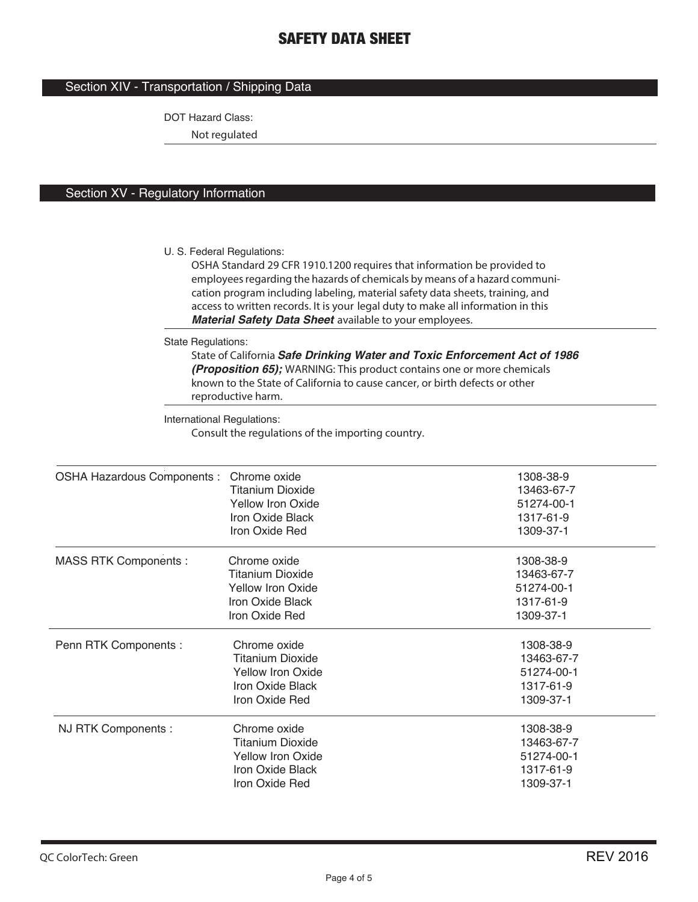# SAFETY DATA SHEET

## Section XIV - Transportation / Shipping Data

DOT Hazard Class:

Not regulated

## Section XV - Regulatory Information

U. S. Federal Regulations:

OSHA Standard 29 CFR 1910.1200 requires that information be provided to employees regarding the hazards of chemicals by means of a hazard communication program including labeling, material safety data sheets, training, and access to written records. It is your legal duty to make all information in this ***Material Safety Data Sheet*** available to your employees.

State Regulations:

State of California ***Safe Drinking Water and Toxic Enforcement Act of 1986 (Proposition 65);*** WARNING: This product contains one or more chemicals known to the State of California to cause cancer, or birth defects or other reproductive harm.

International Regulations:

Consult the regulations of the importing country.

| | | |
|---|---|---|
| OSHA Hazardous Components : | Chrome oxide | 1308-38-9 |
| | Titanium Dioxide | 13463-67-7 |
| | Yellow Iron Oxide | 51274-00-1 |
| | Iron Oxide Black | 1317-61-9 |
| | Iron Oxide Red | 1309-37-1 |
| MASS RTK Components : | Chrome oxide | 1308-38-9 |
| | Titanium Dioxide | 13463-67-7 |
| | Yellow Iron Oxide | 51274-00-1 |
| | Iron Oxide Black | 1317-61-9 |
| | Iron Oxide Red | 1309-37-1 |
| Penn RTK Components : | Chrome oxide | 1308-38-9 |
| | Titanium Dioxide | 13463-67-7 |
| | Yellow Iron Oxide | 51274-00-1 |
| | Iron Oxide Black | 1317-61-9 |
| | Iron Oxide Red | 1309-37-1 |
| NJ RTK Components : | Chrome oxide | 1308-38-9 |
| | Titanium Dioxide | 13463-67-7 |
| | Yellow Iron Oxide | 51274-00-1 |
| | Iron Oxide Black | 1317-61-9 |
| | Iron Oxide Red | 1309-37-1 |

QC ColorTech: Green REV 2016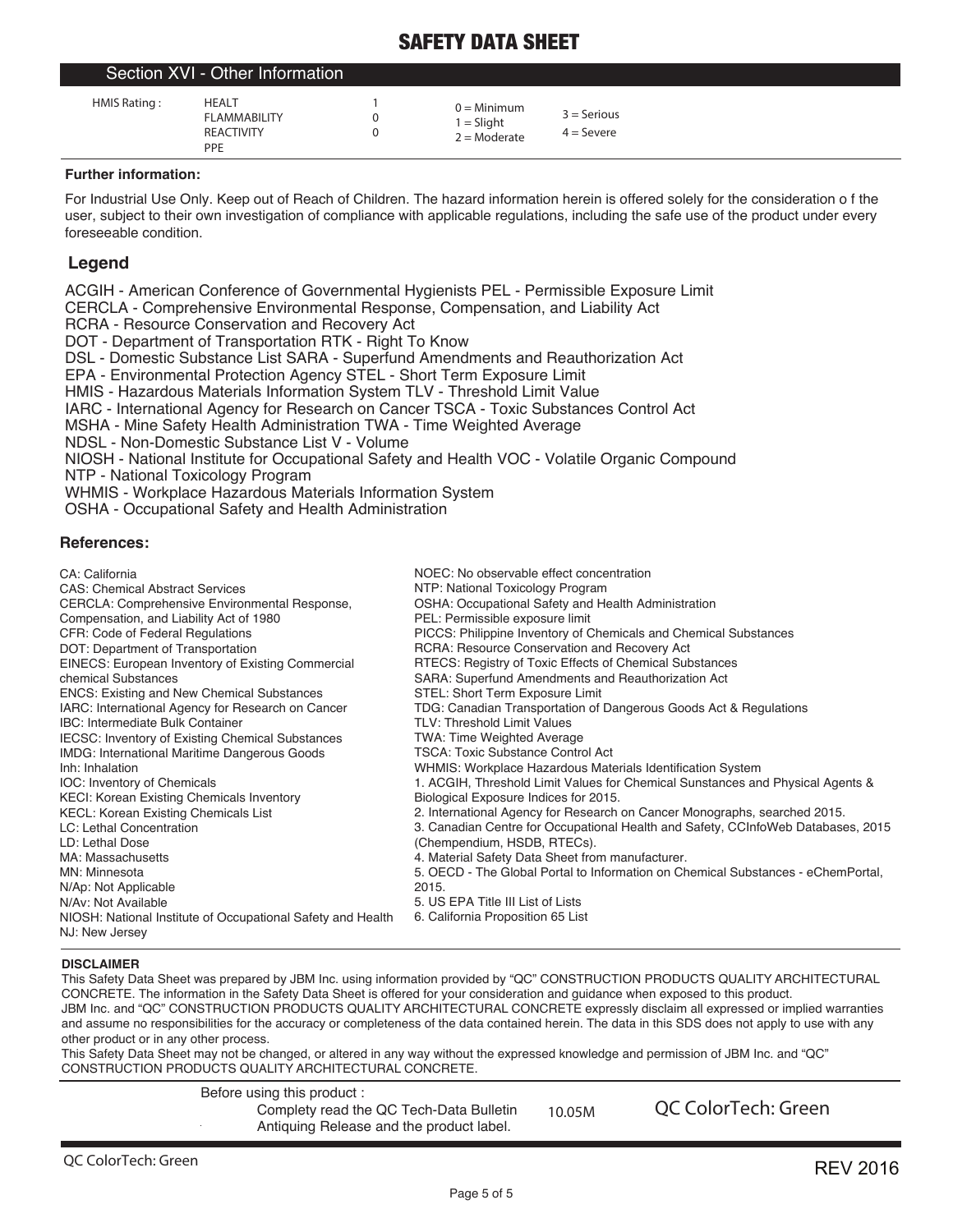# SAFETY DATA SHEET

## Section XVI - Other Information

| | | | | |
|---|---|---|---|---|
| HMIS Rating : | HEALT | 1 | 0 = Minimum | 3 = Serious |
| | FLAMMABILITY | 0 | 1 = Slight | 4 = Severe |
| | REACTIVITY | 0 | 2 = Moderate | |
| | PPE | | | |

**Further information:**

For Industrial Use Only. Keep out of Reach of Children. The hazard information herein is offered solely for the consideration o f the user, subject to their own investigation of compliance with applicable regulations, including the safe use of the product under every foreseeable condition.

### Legend

ACGIH - American Conference of Governmental Hygienists PEL - Permissible Exposure Limit
CERCLA - Comprehensive Environmental Response, Compensation, and Liability Act
RCRA - Resource Conservation and Recovery Act
DOT - Department of Transportation RTK - Right To Know
DSL - Domestic Substance List SARA - Superfund Amendments and Reauthorization Act
EPA - Environmental Protection Agency STEL - Short Term Exposure Limit
HMIS - Hazardous Materials Information System TLV - Threshold Limit Value
IARC - International Agency for Research on Cancer TSCA - Toxic Substances Control Act
MSHA - Mine Safety Health Administration TWA - Time Weighted Average
NDSL - Non-Domestic Substance List V - Volume
NIOSH - National Institute for Occupational Safety and Health VOC - Volatile Organic Compound
NTP - National Toxicology Program
WHMIS - Workplace Hazardous Materials Information System
OSHA - Occupational Safety and Health Administration

**References:**

CA: California
CAS: Chemical Abstract Services
CERCLA: Comprehensive Environmental Response, Compensation, and Liability Act of 1980
CFR: Code of Federal Regulations
DOT: Department of Transportation
EINECS: European Inventory of Existing Commercial chemical Substances
ENCS: Existing and New Chemical Substances
IARC: International Agency for Research on Cancer
IBC: Intermediate Bulk Container
IECSC: Inventory of Existing Chemical Substances
IMDG: International Maritime Dangerous Goods
Inh: Inhalation
IOC: Inventory of Chemicals
KECI: Korean Existing Chemicals Inventory
KECL: Korean Existing Chemicals List
LC: Lethal Concentration
LD: Lethal Dose
MA: Massachusetts
MN: Minnesota
N/Ap: Not Applicable
N/Av: Not Available
NIOSH: National Institute of Occupational Safety and Health
NJ: New Jersey
NOEC: No observable effect concentration
NTP: National Toxicology Program
OSHA: Occupational Safety and Health Administration
PEL: Permissible exposure limit
PICCS: Philippine Inventory of Chemicals and Chemical Substances
RCRA: Resource Conservation and Recovery Act
RTECS: Registry of Toxic Effects of Chemical Substances
SARA: Superfund Amendments and Reauthorization Act
STEL: Short Term Exposure Limit
TDG: Canadian Transportation of Dangerous Goods Act & Regulations
TLV: Threshold Limit Values
TWA: Time Weighted Average
TSCA: Toxic Substance Control Act
WHMIS: Workplace Hazardous Materials Identification System

1. ACGIH, Threshold Limit Values for Chemical Sunstances and Physical Agents & Biological Exposure Indices for 2015.
2. International Agency for Research on Cancer Monographs, searched 2015.
3. Canadian Centre for Occupational Health and Safety, CCInfoWeb Databases, 2015 (Chempendium, HSDB, RTECs).
4. Material Safety Data Sheet from manufacturer.
5. OECD - The Global Portal to Information on Chemical Substances - eChemPortal, 2015.
5. US EPA Title III List of Lists
6. California Proposition 65 List

**DISCLAIMER**

This Safety Data Sheet was prepared by JBM Inc. using information provided by "QC" CONSTRUCTION PRODUCTS QUALITY ARCHITECTURAL CONCRETE. The information in the Safety Data Sheet is offered for your consideration and guidance when exposed to this product. JBM Inc. and "QC" CONSTRUCTION PRODUCTS QUALITY ARCHITECTURAL CONCRETE expressly disclaim all expressed or implied warranties and assume no responsibilities for the accuracy or completeness of the data contained herein. The data in this SDS does not apply to use with any other product or in any other process.
This Safety Data Sheet may not be changed, or altered in any way without the expressed knowledge and permission of JBM Inc. and "QC" CONSTRUCTION PRODUCTS QUALITY ARCHITECTURAL CONCRETE.

Before using this product :
Complety read the QC Tech-Data Bulletin Antiquing Release and the product label. 10.05M QC ColorTech: Green

QC ColorTech: Green REV 2016